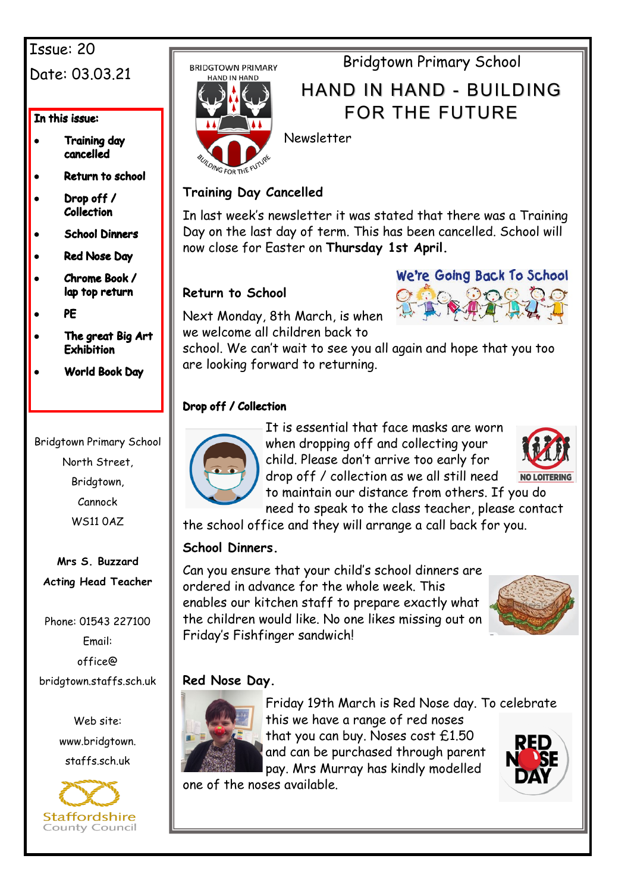Issue: 20

Date: 03.03.21

**In this issue:**

- **Training day cancelled**
- **Return to school**
- **Drop off / Collection**
- **School Dinners**
- **Red Nose Day**
- **Chrome Book / lap top return**
- **PE**
- **The great Big Art Exhibition**
- **World Book Day**

Bridgtown Primary School
North Street,
Bridgtown,
Cannock
WS11 0AZ

**Mrs S. Buzzard**
**Acting Head Teacher**

Phone: 01543 227100
Email:
office@
bridgtown.staffs.sch.uk

Web site:
www.bridgtown.
staffs.sch.uk

Bridgtown Primary School

# HAND IN HAND - BUILDING FOR THE FUTURE

Newsletter

## Training Day Cancelled

In last week's newsletter it was stated that there was a Training Day on the last day of term. This has been cancelled. School will now close for Easter on **Thursday 1st April.**

## Return to School

Next Monday, 8th March, is when we welcome all children back to school. We can't wait to see you all again and hope that you too are looking forward to returning.

## Drop off / Collection

It is essential that face masks are worn when dropping off and collecting your child. Please don't arrive too early for drop off / collection as we all still need to maintain our distance from others. If you do need to speak to the class teacher, please contact the school office and they will arrange a call back for you.

## School Dinners.

Can you ensure that your child's school dinners are ordered in advance for the whole week. This enables our kitchen staff to prepare exactly what the children would like. No one likes missing out on Friday's Fishfinger sandwich!

## Red Nose Day.

Friday 19th March is Red Nose day. To celebrate this we have a range of red noses that you can buy. Noses cost £1.50 and can be purchased through parent pay. Mrs Murray has kindly modelled one of the noses available.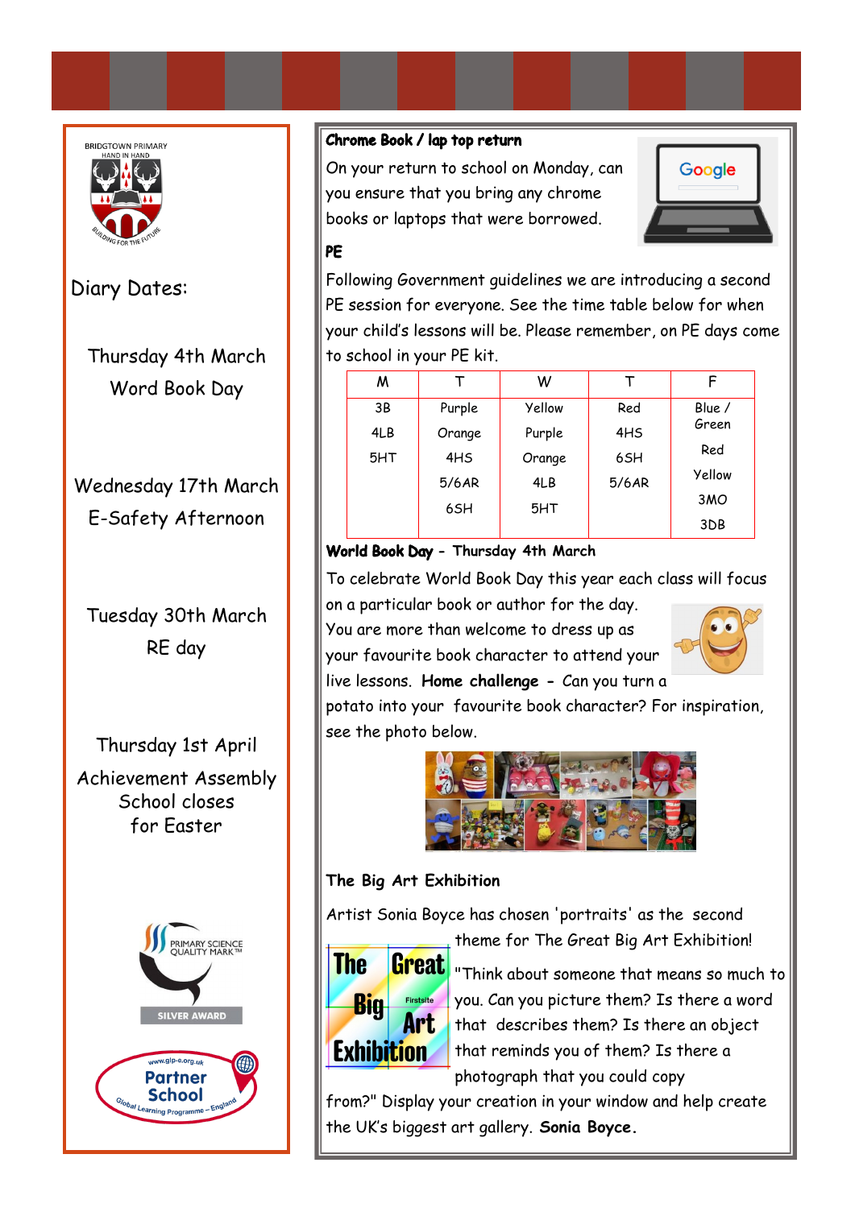BRIDGTOWN PRIMARY
HAND IN HAND
BUILDING FOR THE FUTURE

Diary Dates:

Thursday 4th March
Word Book Day

Wednesday 17th March
E-Safety Afternoon

Tuesday 30th March
RE day

Thursday 1st April
Achievement Assembly
School closes
for Easter

PRIMARY SCIENCE QUALITY MARK™
SILVER AWARD

www.glp-e.org.uk
Partner School
Global Learning Programme – England

**Chrome Book / lap top return**

On your return to school on Monday, can you ensure that you bring any chrome books or laptops that were borrowed.

**PE**

Following Government guidelines we are introducing a second PE session for everyone. See the time table below for when your child's lessons will be. Please remember, on PE days come to school in your PE kit.

| M | T | W | T | F |
|---|---|---|---|---|
| 3B<br>4LB<br>5HT | Purple<br>Orange<br>4HS<br>5/6AR<br>6SH | Yellow<br>Purple<br>Orange<br>4LB<br>5HT | Red<br>4HS<br>6SH<br>5/6AR | Blue / Green<br>Red<br>Yellow<br>3MO<br>3DB |

**World Book Day - Thursday 4th March**

To celebrate World Book Day this year each class will focus on a particular book or author for the day.
You are more than welcome to dress up as your favourite book character to attend your live lessons. **Home challenge -** Can you turn a potato into your favourite book character? For inspiration, see the photo below.

**The Big Art Exhibition**

Artist Sonia Boyce has chosen 'portraits' as the second theme for The Great Big Art Exhibition!

The Great Big Art Exhibition
Firstsite

"Think about someone that means so much to you. Can you picture them? Is there a word that describes them? Is there an object that reminds you of them? Is there a photograph that you could copy from?" Display your creation in your window and help create the UK's biggest art gallery. **Sonia Boyce.**